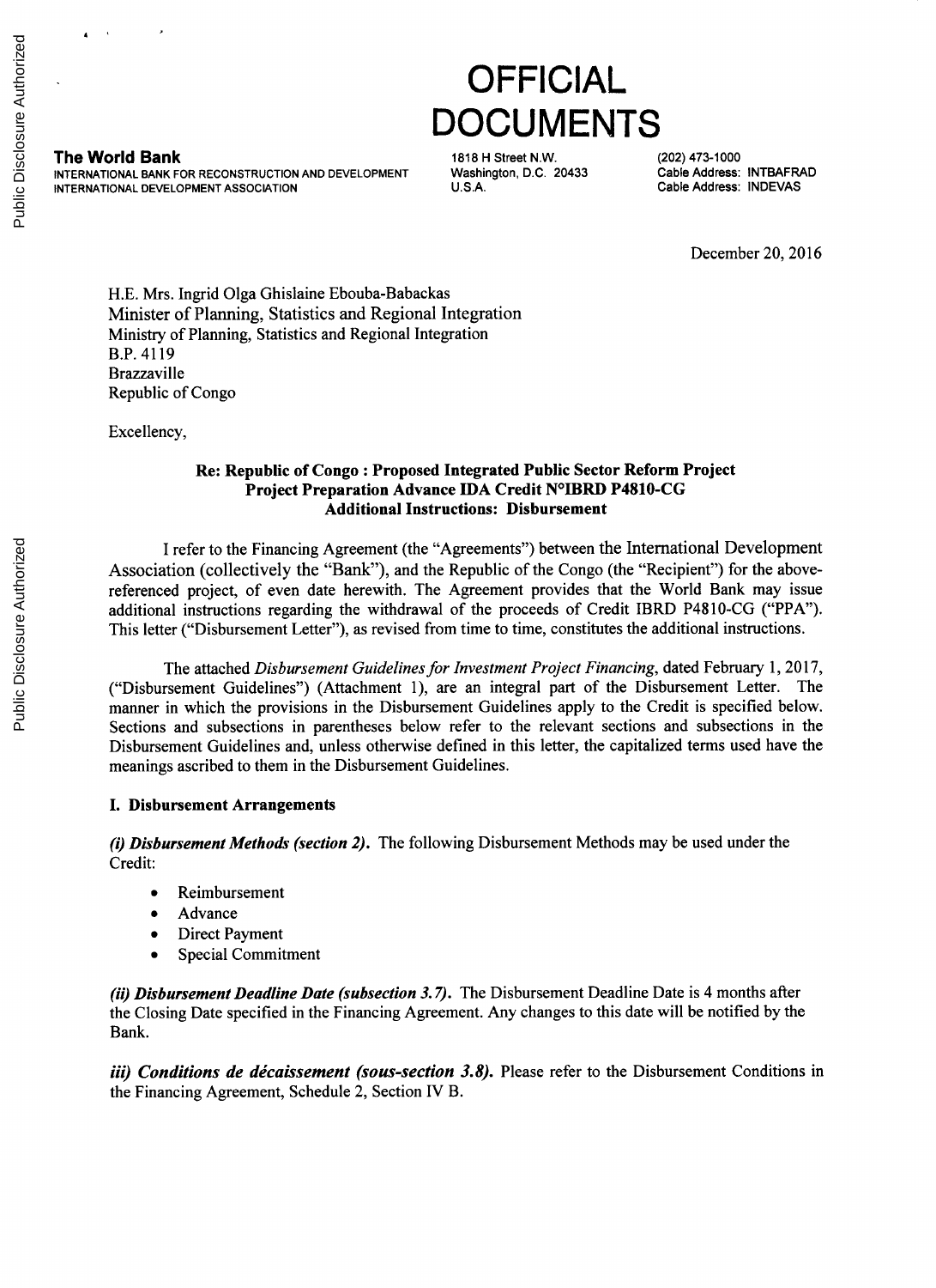# OFFICIAL DOCUMENTS

**The World Bank**
INTERNATIONAL BANK FOR RECONSTRUCTION AND DEVELOPMENT
INTERNATIONAL DEVELOPMENT ASSOCIATION

1818 H Street N.W.
Washington, D.C. 20433
U.S.A.

(202) 473-1000
Cable Address: INTBAFRAD
Cable Address: INDEVAS

December 20, 2016

H.E. Mrs. Ingrid Olga Ghislaine Ebouba-Babackas
Minister of Planning, Statistics and Regional Integration
Ministry of Planning, Statistics and Regional Integration
B.P. 4119
Brazzaville
Republic of Congo

Excellency,

**Re: Republic of Congo : Proposed Integrated Public Sector Reform Project**
**Project Preparation Advance IDA Credit N°IBRD P4810-CG**
**Additional Instructions: Disbursement**

I refer to the Financing Agreement (the "Agreements") between the International Development Association (collectively the "Bank"), and the Republic of the Congo (the "Recipient") for the above-referenced project, of even date herewith. The Agreement provides that the World Bank may issue additional instructions regarding the withdrawal of the proceeds of Credit IBRD P4810-CG ("PPA"). This letter ("Disbursement Letter"), as revised from time to time, constitutes the additional instructions.

The attached *Disbursement Guidelines for Investment Project Financing*, dated February 1, 2017, ("Disbursement Guidelines") (Attachment 1), are an integral part of the Disbursement Letter. The manner in which the provisions in the Disbursement Guidelines apply to the Credit is specified below. Sections and subsections in parentheses below refer to the relevant sections and subsections in the Disbursement Guidelines and, unless otherwise defined in this letter, the capitalized terms used have the meanings ascribed to them in the Disbursement Guidelines.

**I. Disbursement Arrangements**

***(i) Disbursement Methods (section 2).*** The following Disbursement Methods may be used under the Credit:

- Reimbursement
- Advance
- Direct Payment
- Special Commitment

***(ii) Disbursement Deadline Date (subsection 3.7).*** The Disbursement Deadline Date is 4 months after the Closing Date specified in the Financing Agreement. Any changes to this date will be notified by the Bank.

***iii) Conditions de décaissement (sous-section 3.8).*** Please refer to the Disbursement Conditions in the Financing Agreement, Schedule 2, Section IV B.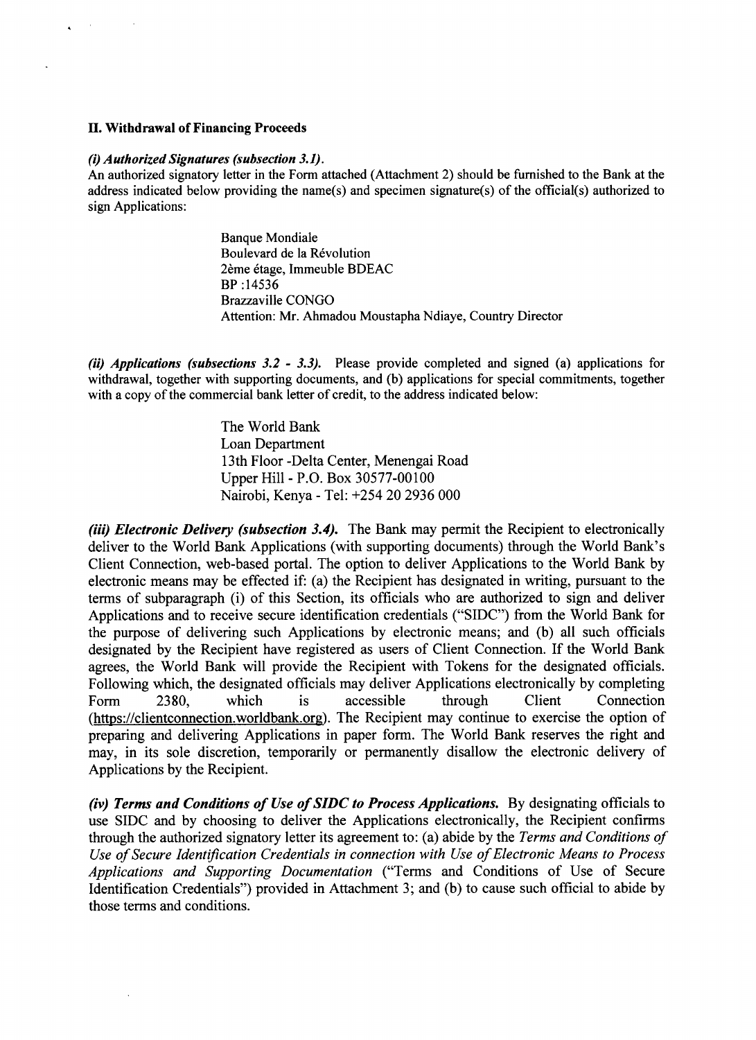## II. Withdrawal of Financing Proceeds

***(i) Authorized Signatures (subsection 3.1).***
An authorized signatory letter in the Form attached (Attachment 2) should be furnished to the Bank at the address indicated below providing the name(s) and specimen signature(s) of the official(s) authorized to sign Applications:

> Banque Mondiale
> Boulevard de la Révolution
> 2ème étage, Immeuble BDEAC
> BP :14536
> Brazzaville CONGO
> Attention: Mr. Ahmadou Moustapha Ndiaye, Country Director

***(ii) Applications (subsections 3.2 - 3.3).*** Please provide completed and signed (a) applications for withdrawal, together with supporting documents, and (b) applications for special commitments, together with a copy of the commercial bank letter of credit, to the address indicated below:

> The World Bank
> Loan Department
> 13th Floor -Delta Center, Menengai Road
> Upper Hill - P.O. Box 30577-00100
> Nairobi, Kenya - Tel: +254 20 2936 000

***(iii) Electronic Delivery (subsection 3.4).*** The Bank may permit the Recipient to electronically deliver to the World Bank Applications (with supporting documents) through the World Bank's Client Connection, web-based portal. The option to deliver Applications to the World Bank by electronic means may be effected if: (a) the Recipient has designated in writing, pursuant to the terms of subparagraph (i) of this Section, its officials who are authorized to sign and deliver Applications and to receive secure identification credentials ("SIDC") from the World Bank for the purpose of delivering such Applications by electronic means; and (b) all such officials designated by the Recipient have registered as users of Client Connection. If the World Bank agrees, the World Bank will provide the Recipient with Tokens for the designated officials. Following which, the designated officials may deliver Applications electronically by completing Form 2380, which is accessible through Client Connection (https://clientconnection.worldbank.org). The Recipient may continue to exercise the option of preparing and delivering Applications in paper form. The World Bank reserves the right and may, in its sole discretion, temporarily or permanently disallow the electronic delivery of Applications by the Recipient.

***(iv) Terms and Conditions of Use of SIDC to Process Applications.*** By designating officials to use SIDC and by choosing to deliver the Applications electronically, the Recipient confirms through the authorized signatory letter its agreement to: (a) abide by the *Terms and Conditions of Use of Secure Identification Credentials in connection with Use of Electronic Means to Process Applications and Supporting Documentation* ("Terms and Conditions of Use of Secure Identification Credentials") provided in Attachment 3; and (b) to cause such official to abide by those terms and conditions.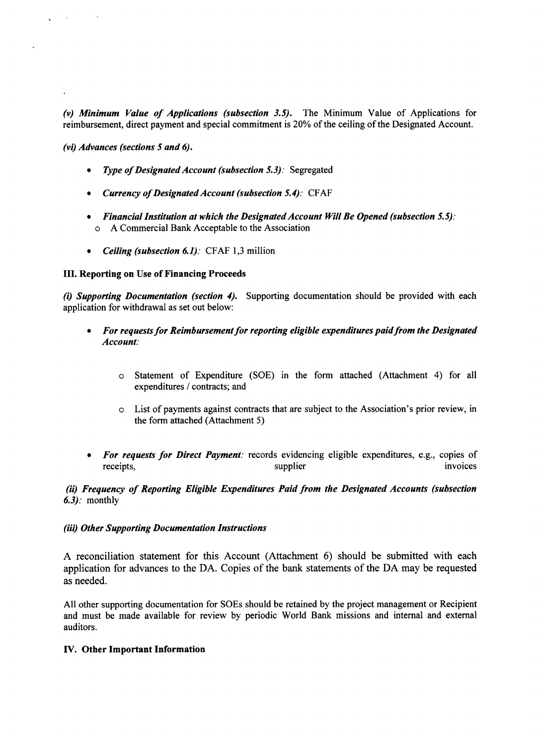*(v) Minimum Value of Applications (subsection 3.5).* The Minimum Value of Applications for reimbursement, direct payment and special commitment is 20% of the ceiling of the Designated Account.

*(vi) Advances (sections 5 and 6).*

- *Type of Designated Account (subsection 5.3):* Segregated
- *Currency of Designated Account (subsection 5.4):* CFAF
- *Financial Institution at which the Designated Account Will Be Opened (subsection 5.5):*
  - A Commercial Bank Acceptable to the Association
- *Ceiling (subsection 6.1):* CFAF 1,3 million

**III. Reporting on Use of Financing Proceeds**

*(i) Supporting Documentation (section 4).* Supporting documentation should be provided with each application for withdrawal as set out below:

- ***For requests for Reimbursement for reporting eligible expenditures paid from the Designated Account:***
  - Statement of Expenditure (SOE) in the form attached (Attachment 4) for all expenditures / contracts; and
  - List of payments against contracts that are subject to the Association's prior review, in the form attached (Attachment 5)
- ***For requests for Direct Payment:*** records evidencing eligible expenditures, e.g., copies of receipts, supplier invoices

*(ii) Frequency of Reporting Eligible Expenditures Paid from the Designated Accounts (subsection 6.3):* monthly

*(iii) Other Supporting Documentation Instructions*

A reconciliation statement for this Account (Attachment 6) should be submitted with each application for advances to the DA. Copies of the bank statements of the DA may be requested as needed.

All other supporting documentation for SOEs should be retained by the project management or Recipient and must be made available for review by periodic World Bank missions and internal and external auditors.

**IV. Other Important Information**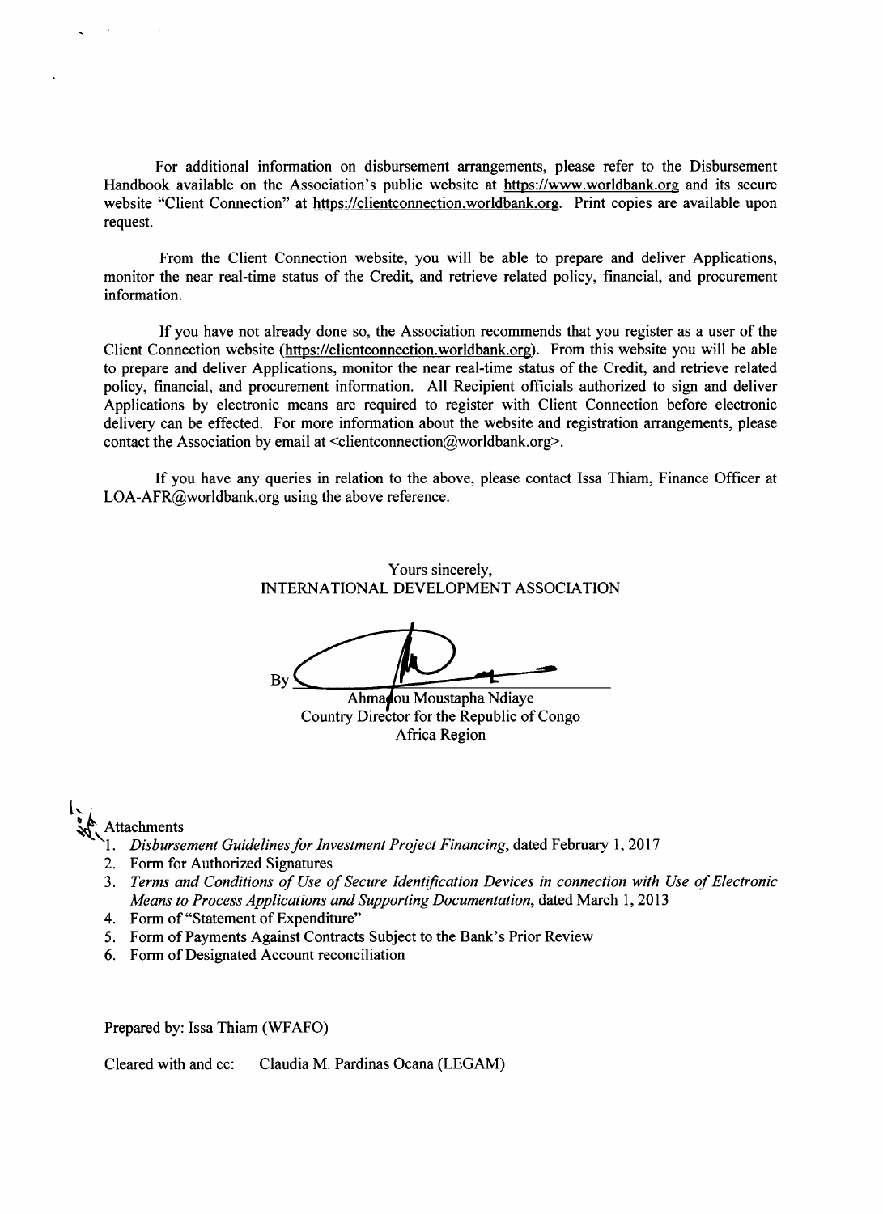For additional information on disbursement arrangements, please refer to the Disbursement Handbook available on the Association's public website at https://www.worldbank.org and its secure website "Client Connection" at https://clientconnection.worldbank.org. Print copies are available upon request.

From the Client Connection website, you will be able to prepare and deliver Applications, monitor the near real-time status of the Credit, and retrieve related policy, financial, and procurement information.

If you have not already done so, the Association recommends that you register as a user of the Client Connection website (https://clientconnection.worldbank.org). From this website you will be able to prepare and deliver Applications, monitor the near real-time status of the Credit, and retrieve related policy, financial, and procurement information. All Recipient officials authorized to sign and deliver Applications by electronic means are required to register with Client Connection before electronic delivery can be effected. For more information about the website and registration arrangements, please contact the Association by email at <clientconnection@worldbank.org>.

If you have any queries in relation to the above, please contact Issa Thiam, Finance Officer at LOA-AFR@worldbank.org using the above reference.

Yours sincerely,
INTERNATIONAL DEVELOPMENT ASSOCIATION

By ______________________
Ahmadou Moustapha Ndiaye
Country Director for the Republic of Congo
Africa Region

Attachments

1. *Disbursement Guidelines for Investment Project Financing*, dated February 1, 2017
2. Form for Authorized Signatures
3. *Terms and Conditions of Use of Secure Identification Devices in connection with Use of Electronic Means to Process Applications and Supporting Documentation*, dated March 1, 2013
4. Form of "Statement of Expenditure"
5. Form of Payments Against Contracts Subject to the Bank's Prior Review
6. Form of Designated Account reconciliation

Prepared by: Issa Thiam (WFAFO)

Cleared with and cc: Claudia M. Pardinas Ocana (LEGAM)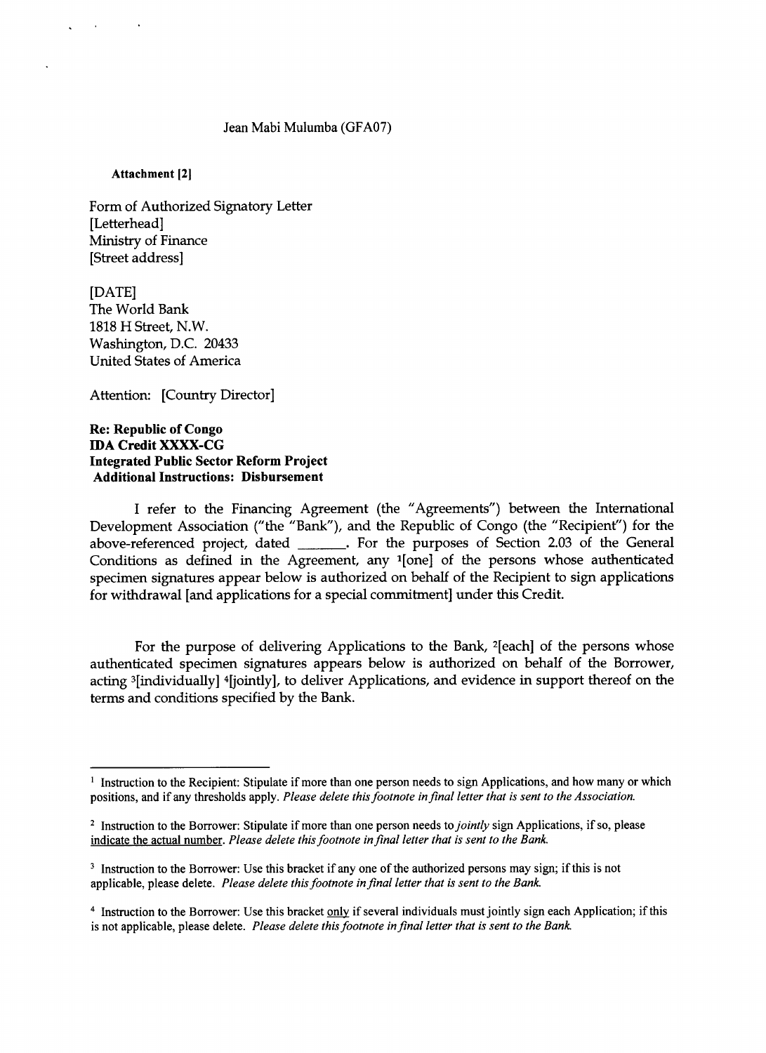Jean Mabi Mulumba (GFA07)

**Attachment [2]**

Form of Authorized Signatory Letter
[Letterhead]
Ministry of Finance
[Street address]

[DATE]
The World Bank
1818 H Street, N.W.
Washington, D.C. 20433
United States of America

Attention: [Country Director]

**Re: Republic of Congo**
**IDA Credit XXXX-CG**
**Integrated Public Sector Reform Project**
**Additional Instructions: Disbursement**

I refer to the Financing Agreement (the "Agreements") between the International Development Association ("the "Bank"), and the Republic of Congo (the "Recipient") for the above-referenced project, dated \_\_\_\_\_\_. For the purposes of Section 2.03 of the General Conditions as defined in the Agreement, any [1][one] of the persons whose authenticated specimen signatures appear below is authorized on behalf of the Recipient to sign applications for withdrawal [and applications for a special commitment] under this Credit.

For the purpose of delivering Applications to the Bank, [2][each] of the persons whose authenticated specimen signatures appears below is authorized on behalf of the Borrower, acting [3][individually] [4][jointly], to deliver Applications, and evidence in support thereof on the terms and conditions specified by the Bank.

---

[1] Instruction to the Recipient: Stipulate if more than one person needs to sign Applications, and how many or which positions, and if any thresholds apply. *Please delete this footnote in final letter that is sent to the Association.*

[2] Instruction to the Borrower: Stipulate if more than one person needs to *jointly* sign Applications, if so, please <u>indicate the actual number</u>. *Please delete this footnote in final letter that is sent to the Bank.*

[3] Instruction to the Borrower: Use this bracket if any one of the authorized persons may sign; if this is not applicable, please delete. *Please delete this footnote in final letter that is sent to the Bank.*

[4] Instruction to the Borrower: Use this bracket <u>only</u> if several individuals must jointly sign each Application; if this is not applicable, please delete. *Please delete this footnote in final letter that is sent to the Bank.*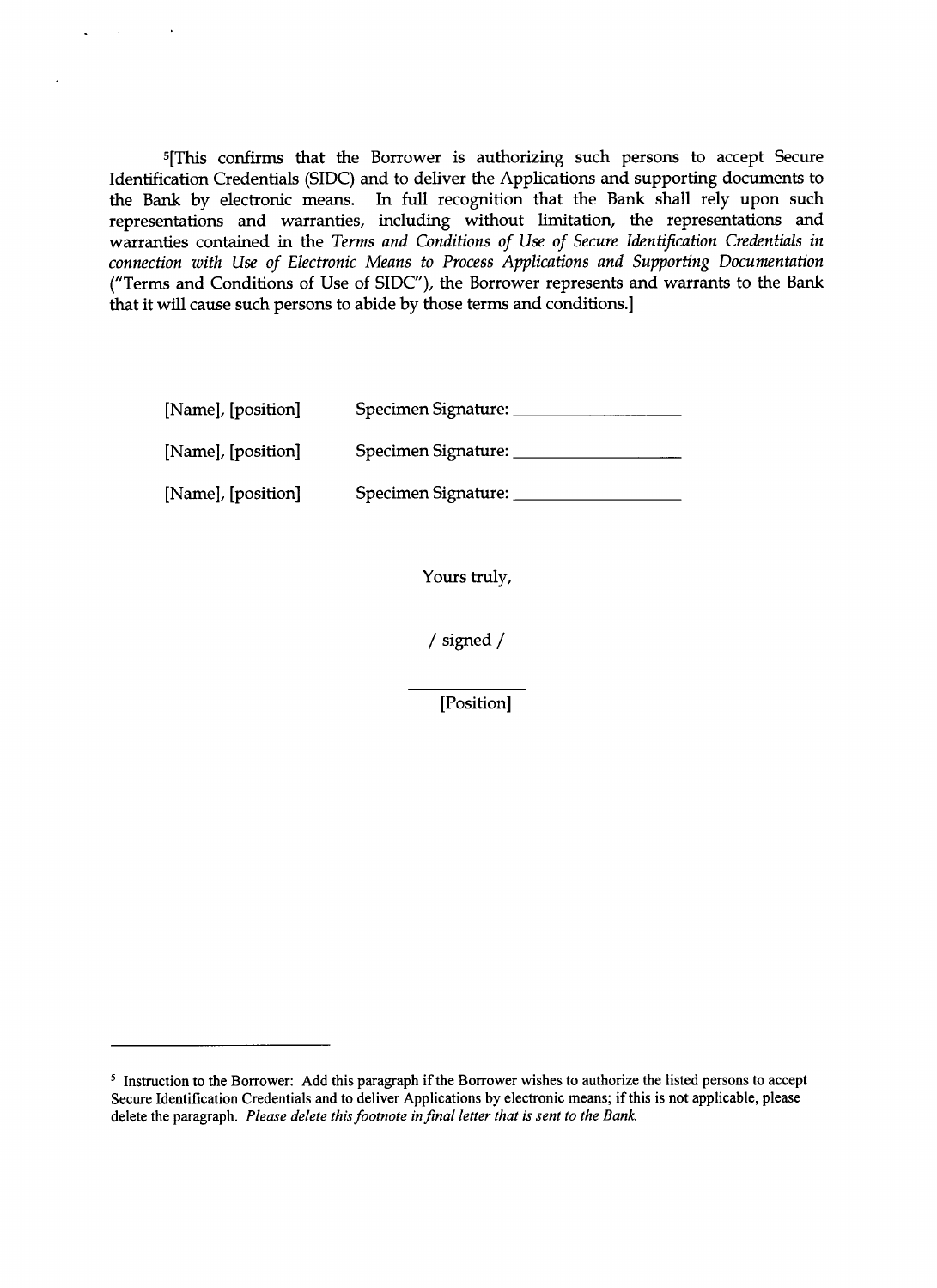[5][This confirms that the Borrower is authorizing such persons to accept Secure Identification Credentials (SIDC) and to deliver the Applications and supporting documents to the Bank by electronic means. In full recognition that the Bank shall rely upon such representations and warranties, including without limitation, the representations and warranties contained in the *Terms and Conditions of Use of Secure Identification Credentials in connection with Use of Electronic Means to Process Applications and Supporting Documentation* ("Terms and Conditions of Use of SIDC"), the Borrower represents and warrants to the Bank that it will cause such persons to abide by those terms and conditions.]

[Name], [position]     Specimen Signature: ___________________

[Name], [position]     Specimen Signature: ___________________

[Name], [position]     Specimen Signature: ___________________

Yours truly,

/ signed /

____________

[Position]

---

[5] Instruction to the Borrower: Add this paragraph if the Borrower wishes to authorize the listed persons to accept Secure Identification Credentials and to deliver Applications by electronic means; if this is not applicable, please delete the paragraph. *Please delete this footnote in final letter that is sent to the Bank.*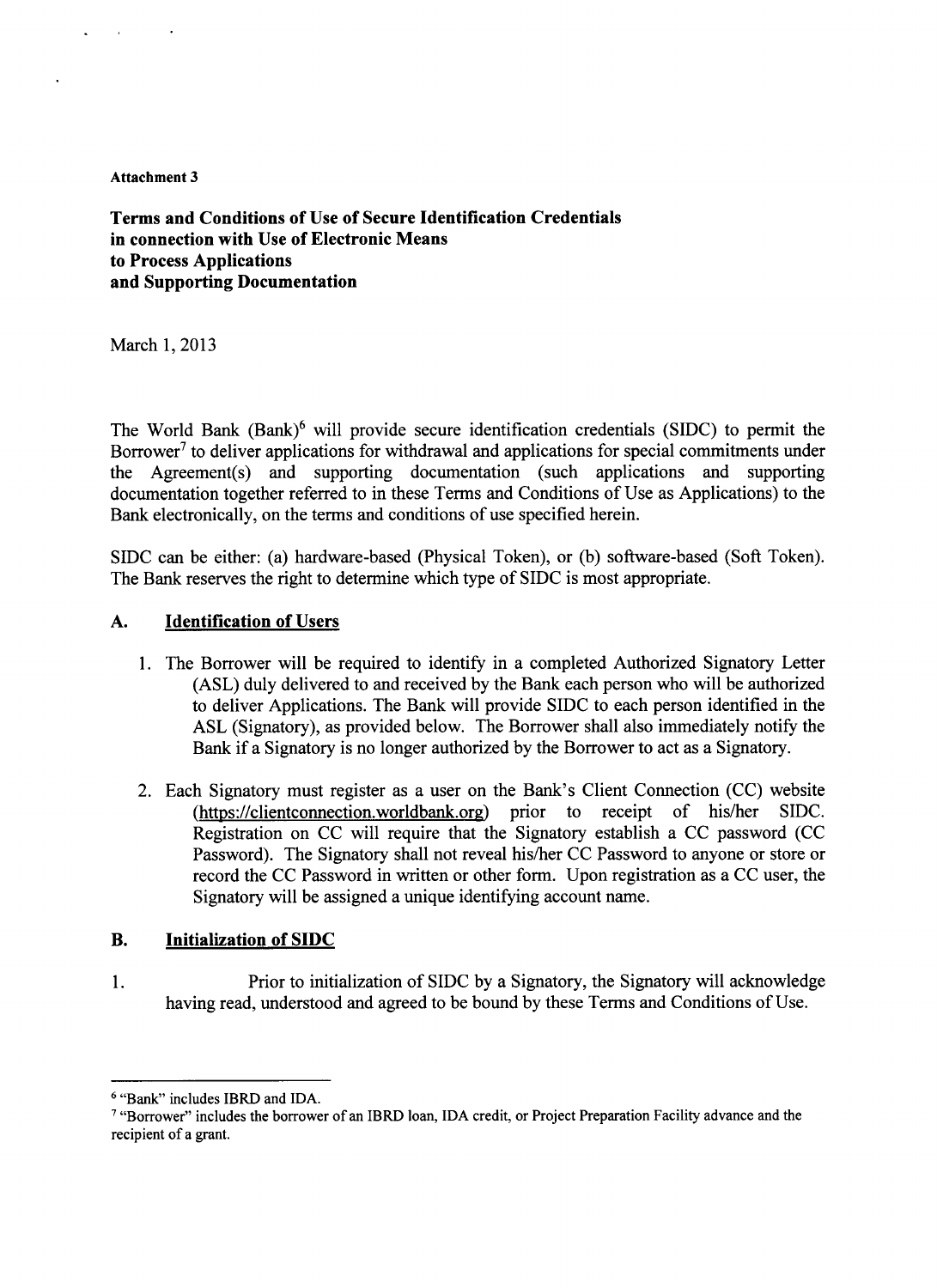**Attachment 3**

**Terms and Conditions of Use of Secure Identification Credentials in connection with Use of Electronic Means to Process Applications and Supporting Documentation**

March 1, 2013

The World Bank (Bank)[6] will provide secure identification credentials (SIDC) to permit the Borrower[7] to deliver applications for withdrawal and applications for special commitments under the Agreement(s) and supporting documentation (such applications and supporting documentation together referred to in these Terms and Conditions of Use as Applications) to the Bank electronically, on the terms and conditions of use specified herein.

SIDC can be either: (a) hardware-based (Physical Token), or (b) software-based (Soft Token). The Bank reserves the right to determine which type of SIDC is most appropriate.

## A. Identification of Users

1. The Borrower will be required to identify in a completed Authorized Signatory Letter (ASL) duly delivered to and received by the Bank each person who will be authorized to deliver Applications. The Bank will provide SIDC to each person identified in the ASL (Signatory), as provided below. The Borrower shall also immediately notify the Bank if a Signatory is no longer authorized by the Borrower to act as a Signatory.

2. Each Signatory must register as a user on the Bank's Client Connection (CC) website (https://clientconnection.worldbank.org) prior to receipt of his/her SIDC. Registration on CC will require that the Signatory establish a CC password (CC Password). The Signatory shall not reveal his/her CC Password to anyone or store or record the CC Password in written or other form. Upon registration as a CC user, the Signatory will be assigned a unique identifying account name.

## B. Initialization of SIDC

1. Prior to initialization of SIDC by a Signatory, the Signatory will acknowledge having read, understood and agreed to be bound by these Terms and Conditions of Use.

---

[6] "Bank" includes IBRD and IDA.

[7] "Borrower" includes the borrower of an IBRD loan, IDA credit, or Project Preparation Facility advance and the recipient of a grant.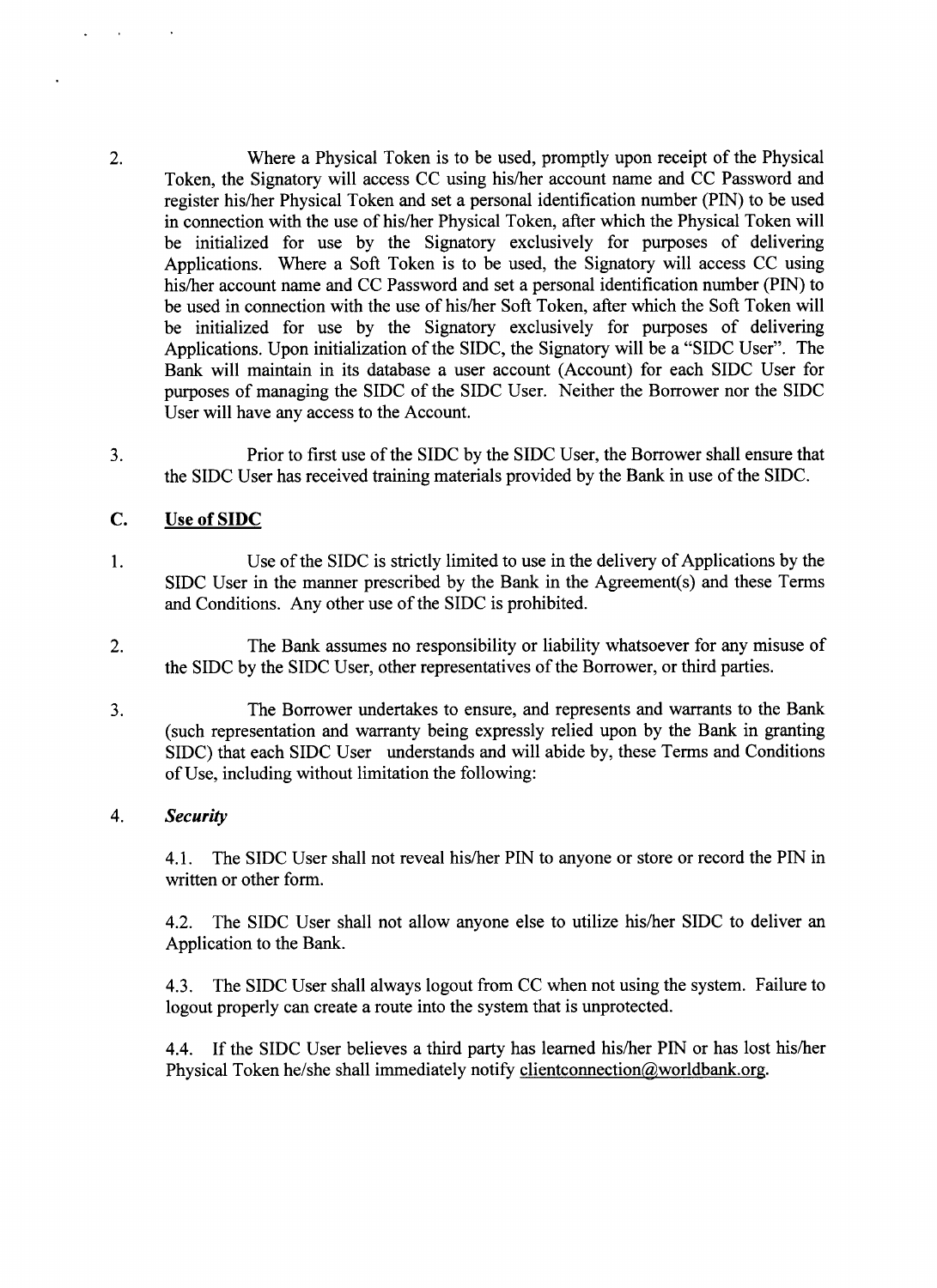2. Where a Physical Token is to be used, promptly upon receipt of the Physical Token, the Signatory will access CC using his/her account name and CC Password and register his/her Physical Token and set a personal identification number (PIN) to be used in connection with the use of his/her Physical Token, after which the Physical Token will be initialized for use by the Signatory exclusively for purposes of delivering Applications. Where a Soft Token is to be used, the Signatory will access CC using his/her account name and CC Password and set a personal identification number (PIN) to be used in connection with the use of his/her Soft Token, after which the Soft Token will be initialized for use by the Signatory exclusively for purposes of delivering Applications. Upon initialization of the SIDC, the Signatory will be a "SIDC User". The Bank will maintain in its database a user account (Account) for each SIDC User for purposes of managing the SIDC of the SIDC User. Neither the Borrower nor the SIDC User will have any access to the Account.

3. Prior to first use of the SIDC by the SIDC User, the Borrower shall ensure that the SIDC User has received training materials provided by the Bank in use of the SIDC.

## C. Use of SIDC

1. Use of the SIDC is strictly limited to use in the delivery of Applications by the SIDC User in the manner prescribed by the Bank in the Agreement(s) and these Terms and Conditions. Any other use of the SIDC is prohibited.

2. The Bank assumes no responsibility or liability whatsoever for any misuse of the SIDC by the SIDC User, other representatives of the Borrower, or third parties.

3. The Borrower undertakes to ensure, and represents and warrants to the Bank (such representation and warranty being expressly relied upon by the Bank in granting SIDC) that each SIDC User understands and will abide by, these Terms and Conditions of Use, including without limitation the following:

4. ***Security***

4.1. The SIDC User shall not reveal his/her PIN to anyone or store or record the PIN in written or other form.

4.2. The SIDC User shall not allow anyone else to utilize his/her SIDC to deliver an Application to the Bank.

4.3. The SIDC User shall always logout from CC when not using the system. Failure to logout properly can create a route into the system that is unprotected.

4.4. If the SIDC User believes a third party has learned his/her PIN or has lost his/her Physical Token he/she shall immediately notify clientconnection@worldbank.org.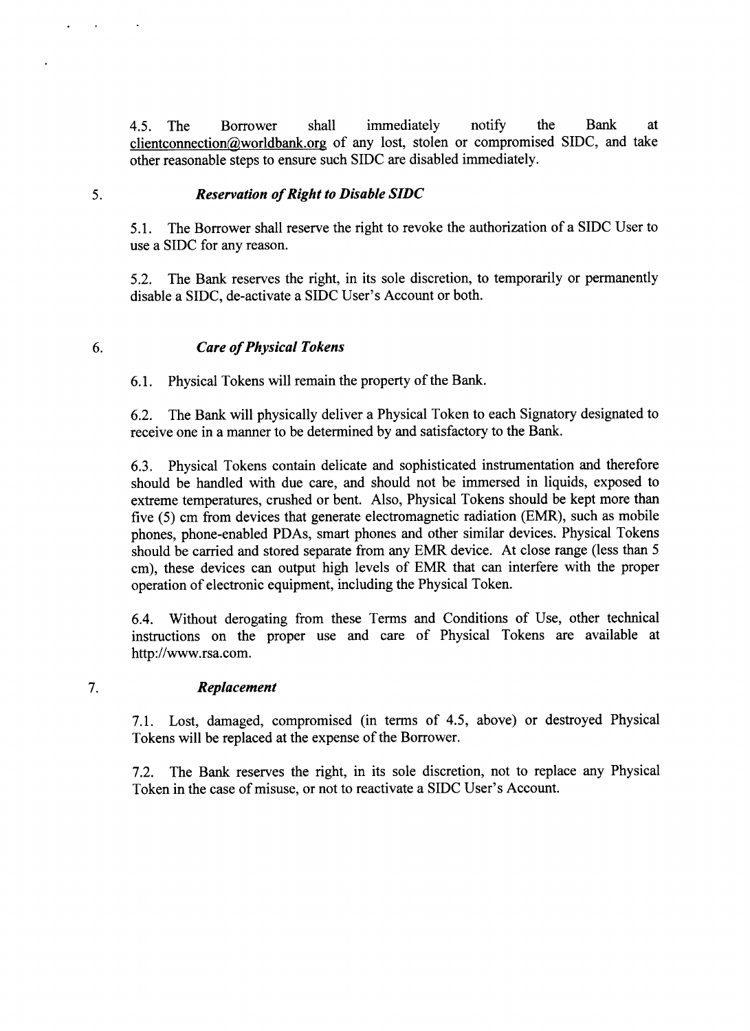4.5. The Borrower shall immediately notify the Bank at clientconnection@worldbank.org of any lost, stolen or compromised SIDC, and take other reasonable steps to ensure such SIDC are disabled immediately.

5. ***Reservation of Right to Disable SIDC***

5.1. The Borrower shall reserve the right to revoke the authorization of a SIDC User to use a SIDC for any reason.

5.2. The Bank reserves the right, in its sole discretion, to temporarily or permanently disable a SIDC, de-activate a SIDC User's Account or both.

6. ***Care of Physical Tokens***

6.1. Physical Tokens will remain the property of the Bank.

6.2. The Bank will physically deliver a Physical Token to each Signatory designated to receive one in a manner to be determined by and satisfactory to the Bank.

6.3. Physical Tokens contain delicate and sophisticated instrumentation and therefore should be handled with due care, and should not be immersed in liquids, exposed to extreme temperatures, crushed or bent. Also, Physical Tokens should be kept more than five (5) cm from devices that generate electromagnetic radiation (EMR), such as mobile phones, phone-enabled PDAs, smart phones and other similar devices. Physical Tokens should be carried and stored separate from any EMR device. At close range (less than 5 cm), these devices can output high levels of EMR that can interfere with the proper operation of electronic equipment, including the Physical Token.

6.4. Without derogating from these Terms and Conditions of Use, other technical instructions on the proper use and care of Physical Tokens are available at http://www.rsa.com.

7. ***Replacement***

7.1. Lost, damaged, compromised (in terms of 4.5, above) or destroyed Physical Tokens will be replaced at the expense of the Borrower.

7.2. The Bank reserves the right, in its sole discretion, not to replace any Physical Token in the case of misuse, or not to reactivate a SIDC User's Account.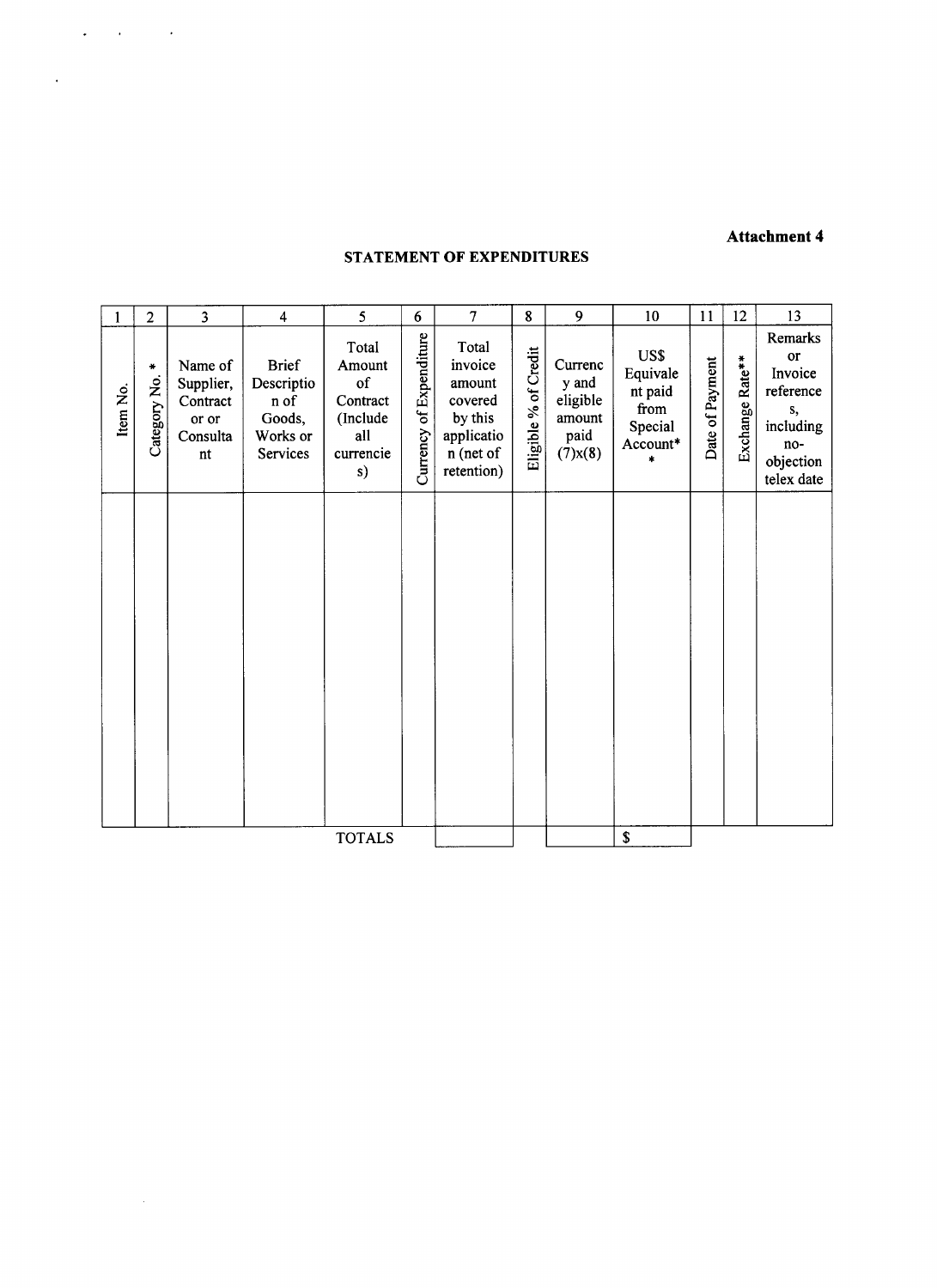**Attachment 4**

## STATEMENT OF EXPENDITURES

| 1 | 2 | 3 | 4 | 5 | 6 | 7 | 8 | 9 | 10 | 11 | 12 | 13 |
|---|---|---|---|---|---|---|---|---|---|---|---|---|
| Item No. | Category No. * | Name of Supplier, Contract or or Consultant | Brief Description of Goods, Works or Services | Total Amount of Contract (Include all currencies) | Currency of Expenditure | Total invoice amount covered by this application (net of retention) | Eligible % of Credit | Currency and eligible amount paid (7)x(8) | US$ Equivalent paid from Special Account** | Date of Payment | Exchange Rate** | Remarks or Invoice references, including no-objection telex date |
| | | | | | | | | | | | | |
| | | | | TOTALS | | | | | $ | | | |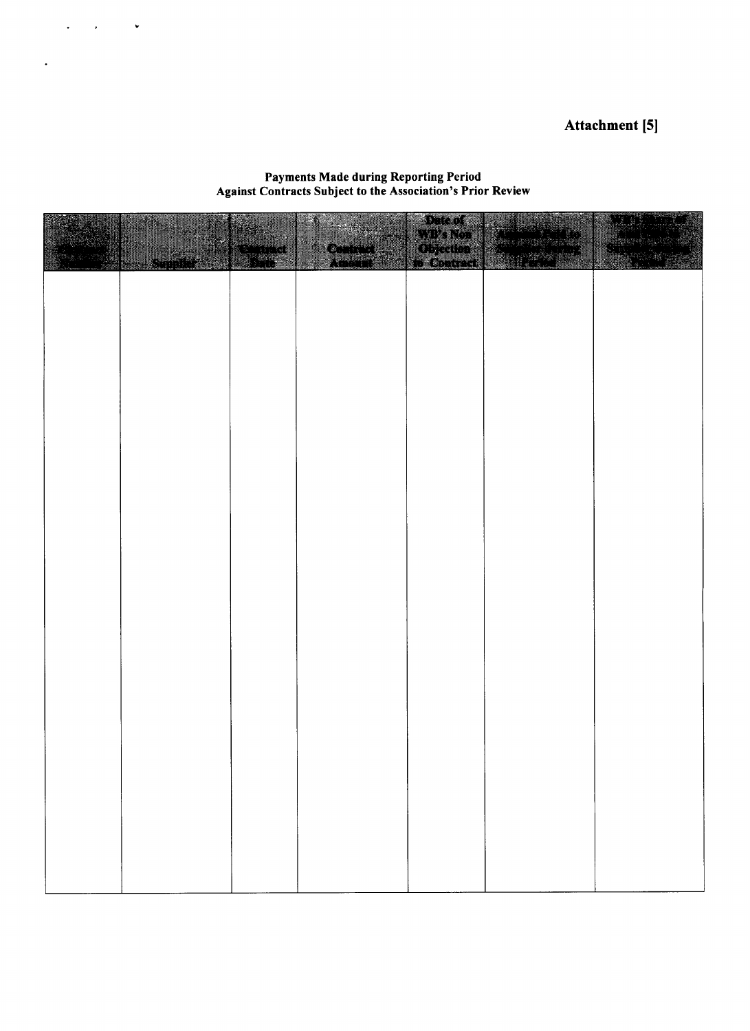**Attachment [5]**

**Payments Made during Reporting Period**
**Against Contracts Subject to the Association's Prior Review**

| Contract Number | Supplier | Contract Date | Contract Amount | Date of WB's Non Objection to Contract | Amount Paid to Supplier during Period | WB's Share of Amount Paid to Supplier during Period |
|---|---|---|---|---|---|---|
| | | | | | | |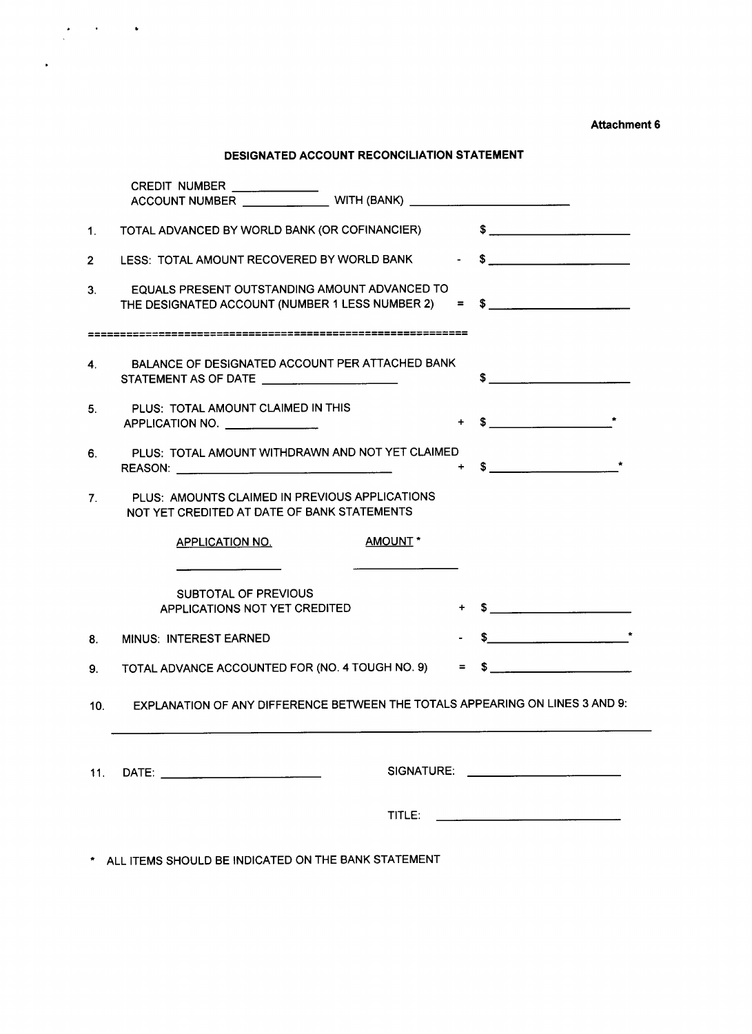**Attachment 6**

## DESIGNATED ACCOUNT RECONCILIATION STATEMENT

CREDIT NUMBER ____________

ACCOUNT NUMBER ____________ WITH (BANK) ______________________

1. TOTAL ADVANCED BY WORLD BANK (OR COFINANCIER) $ ____________________

2. LESS: TOTAL AMOUNT RECOVERED BY WORLD BANK - $ ____________________

3. EQUALS PRESENT OUTSTANDING AMOUNT ADVANCED TO THE DESIGNATED ACCOUNT (NUMBER 1 LESS NUMBER 2) = $ ____________________

=========================================================

4. BALANCE OF DESIGNATED ACCOUNT PER ATTACHED BANK STATEMENT AS OF DATE __________________ $ ____________________

5. PLUS: TOTAL AMOUNT CLAIMED IN THIS APPLICATION NO. ____________ + $ __________________*

6. PLUS: TOTAL AMOUNT WITHDRAWN AND NOT YET CLAIMED REASON: ______________________________ + $ __________________*

7. PLUS: AMOUNTS CLAIMED IN PREVIOUS APPLICATIONS NOT YET CREDITED AT DATE OF BANK STATEMENTS

| APPLICATION NO. | AMOUNT * |
|---|---|
| ______________ | ______________ |

SUBTOTAL OF PREVIOUS APPLICATIONS NOT YET CREDITED + $ ____________________

8. MINUS: INTEREST EARNED - $ ____________________*

9. TOTAL ADVANCE ACCOUNTED FOR (NO. 4 TOUGH NO. 9) = $ ____________________

10. EXPLANATION OF ANY DIFFERENCE BETWEEN THE TOTALS APPEARING ON LINES 3 AND 9:

________________________________________________________________________

11. DATE: ______________________ SIGNATURE: ______________________

TITLE: ______________________

\* ALL ITEMS SHOULD BE INDICATED ON THE BANK STATEMENT